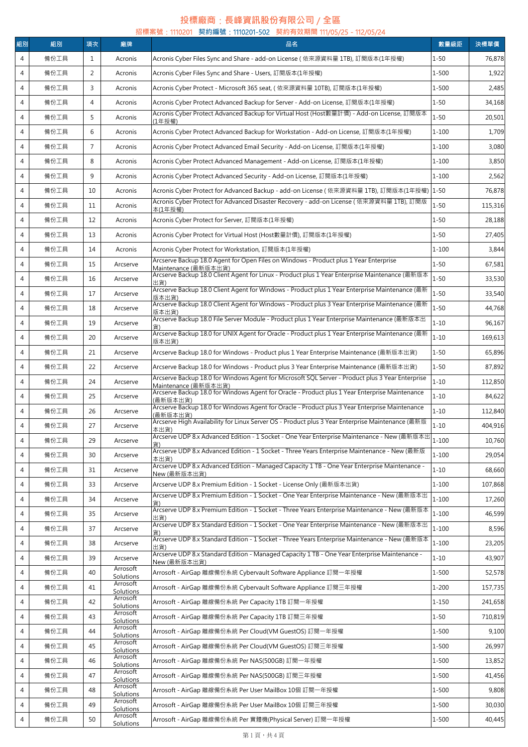# 投標廠商：長峰資訊股份有限公司 / 全區

招標案號：1110201　契約編號：1110201-502　契約有效期間 111/05/25 - 112/05/24

| 組別 | 組別 | 項次 | 廠牌 | 品名 | 數量級距 | 決標單價 |
|---|---|---|---|---|---|---|
| 4 | 備份工具 | 1 | Acronis | Acronis Cyber Files Sync and Share - add-on License ( 依來源資料量 1TB), 訂閱版本(1年授權) | 1-50 | 76,878 |
| 4 | 備份工具 | 2 | Acronis | Acronis Cyber Files Sync and Share - Users, 訂閱版本(1年授權) | 1-500 | 1,922 |
| 4 | 備份工具 | 3 | Acronis | Acronis Cyber Protect - Microsoft 365 seat, ( 依來源資料量 10TB), 訂閱版本(1年授權) | 1-500 | 2,485 |
| 4 | 備份工具 | 4 | Acronis | Acronis Cyber Protect Advanced Backup for Server - Add-on License, 訂閱版本(1年授權) | 1-50 | 34,168 |
| 4 | 備份工具 | 5 | Acronis | Acronis Cyber Protect Advanced Backup for Virtual Host (Host數量計價) - Add-on License, 訂閱版本(1年授權) | 1-50 | 20,501 |
| 4 | 備份工具 | 6 | Acronis | Acronis Cyber Protect Advanced Backup for Workstation - Add-on License, 訂閱版本(1年授權) | 1-100 | 1,709 |
| 4 | 備份工具 | 7 | Acronis | Acronis Cyber Protect Advanced Email Security - Add-on License, 訂閱版本(1年授權) | 1-100 | 3,080 |
| 4 | 備份工具 | 8 | Acronis | Acronis Cyber Protect Advanced Management - Add-on License, 訂閱版本(1年授權) | 1-100 | 3,850 |
| 4 | 備份工具 | 9 | Acronis | Acronis Cyber Protect Advanced Security - Add-on License, 訂閱版本(1年授權) | 1-100 | 2,562 |
| 4 | 備份工具 | 10 | Acronis | Acronis Cyber Protect for Advanced Backup - add-on License ( 依來源資料量 1TB), 訂閱版本(1年授權) | 1-50 | 76,878 |
| 4 | 備份工具 | 11 | Acronis | Acronis Cyber Protect for Advanced Disaster Recovery - add-on License ( 依來源資料量 1TB), 訂閱版本(1年授權) | 1-50 | 115,316 |
| 4 | 備份工具 | 12 | Acronis | Acronis Cyber Protect for Server, 訂閱版本(1年授權) | 1-50 | 28,188 |
| 4 | 備份工具 | 13 | Acronis | Acronis Cyber Protect for Virtual Host (Host數量計價), 訂閱版本(1年授權) | 1-50 | 27,405 |
| 4 | 備份工具 | 14 | Acronis | Acronis Cyber Protect for Workstation, 訂閱版本(1年授權) | 1-100 | 3,844 |
| 4 | 備份工具 | 15 | Arcserve | Arcserve Backup 18.0 Agent for Open Files on Windows - Product plus 1 Year Enterprise Maintenance (最新版本出貨) | 1-50 | 67,581 |
| 4 | 備份工具 | 16 | Arcserve | Arcserve Backup 18.0 Client Agent for Linux - Product plus 1 Year Enterprise Maintenance (最新版本出貨) | 1-50 | 33,530 |
| 4 | 備份工具 | 17 | Arcserve | Arcserve Backup 18.0 Client Agent for Windows - Product plus 1 Year Enterprise Maintenance (最新版本出貨) | 1-50 | 33,540 |
| 4 | 備份工具 | 18 | Arcserve | Arcserve Backup 18.0 Client Agent for Windows - Product plus 3 Year Enterprise Maintenance (最新版本出貨) | 1-50 | 44,768 |
| 4 | 備份工具 | 19 | Arcserve | Arcserve Backup 18.0 File Server Module - Product plus 1 Year Enterprise Maintenance (最新版本出貨) | 1-10 | 96,167 |
| 4 | 備份工具 | 20 | Arcserve | Arcserve Backup 18.0 for UNIX Agent for Oracle - Product plus 1 Year Enterprise Maintenance (最新版本出貨) | 1-10 | 169,613 |
| 4 | 備份工具 | 21 | Arcserve | Arcserve Backup 18.0 for Windows - Product plus 1 Year Enterprise Maintenance (最新版本出貨) | 1-50 | 65,896 |
| 4 | 備份工具 | 22 | Arcserve | Arcserve Backup 18.0 for Windows - Product plus 3 Year Enterprise Maintenance (最新版本出貨) | 1-50 | 87,892 |
| 4 | 備份工具 | 24 | Arcserve | Arcserve Backup 18.0 for Windows Agent for Microsoft SQL Server - Product plus 3 Year Enterprise Maintenance (最新版本出貨) | 1-10 | 112,850 |
| 4 | 備份工具 | 25 | Arcserve | Arcserve Backup 18.0 for Windows Agent for Oracle - Product plus 1 Year Enterprise Maintenance (最新版本出貨) | 1-10 | 84,622 |
| 4 | 備份工具 | 26 | Arcserve | Arcserve Backup 18.0 for Windows Agent for Oracle - Product plus 3 Year Enterprise Maintenance (最新版本出貨) | 1-10 | 112,840 |
| 4 | 備份工具 | 27 | Arcserve | Arcserve High Availability for Linux Server OS - Product plus 3 Year Enterprise Maintenance (最新版本出貨) | 1-10 | 404,916 |
| 4 | 備份工具 | 29 | Arcserve | Arcserve UDP 8.x Advanced Edition - 1 Socket - One Year Enterprise Maintenance - New (最新版本出貨) | 1-100 | 10,760 |
| 4 | 備份工具 | 30 | Arcserve | Arcserve UDP 8.x Advanced Edition - 1 Socket - Three Years Enterprise Maintenance - New (最新版本出貨) | 1-100 | 29,054 |
| 4 | 備份工具 | 31 | Arcserve | Arcserve UDP 8.x Advanced Edition - Managed Capacity 1 TB - One Year Enterprise Maintenance - New (最新版本出貨) | 1-10 | 68,660 |
| 4 | 備份工具 | 33 | Arcserve | Arcserve UDP 8.x Premium Edition - 1 Socket - License Only (最新版本出貨) | 1-100 | 107,868 |
| 4 | 備份工具 | 34 | Arcserve | Arcserve UDP 8.x Premium Edition - 1 Socket - One Year Enterprise Maintenance - New (最新版本出貨) | 1-100 | 17,260 |
| 4 | 備份工具 | 35 | Arcserve | Arcserve UDP 8.x Premium Edition - 1 Socket - Three Years Enterprise Maintenance - New (最新版本出貨) | 1-100 | 46,599 |
| 4 | 備份工具 | 37 | Arcserve | Arcserve UDP 8.x Standard Edition - 1 Socket - One Year Enterprise Maintenance - New (最新版本出貨) | 1-100 | 8,596 |
| 4 | 備份工具 | 38 | Arcserve | Arcserve UDP 8.x Standard Edition - 1 Socket - Three Years Enterprise Maintenance - New (最新版本出貨) | 1-100 | 23,205 |
| 4 | 備份工具 | 39 | Arcserve | Arcserve UDP 8.x Standard Edition - Managed Capacity 1 TB - One Year Enterprise Maintenance - New (最新版本出貨) | 1-10 | 43,907 |
| 4 | 備份工具 | 40 | Arrosoft Solutions | Arrosoft - AirGap 離線備份系統 Cybervault Software Appliance 訂閱一年授權 | 1-500 | 52,578 |
| 4 | 備份工具 | 41 | Arrosoft Solutions | Arrosoft - AirGap 離線備份系統 Cybervault Software Appliance 訂閱三年授權 | 1-200 | 157,735 |
| 4 | 備份工具 | 42 | Arrosoft Solutions | Arrosoft - AirGap 離線備份系統 Per Capacity 1TB 訂閱一年授權 | 1-150 | 241,658 |
| 4 | 備份工具 | 43 | Arrosoft Solutions | Arrosoft - AirGap 離線備份系統 Per Capacity 1TB 訂閱三年授權 | 1-50 | 710,819 |
| 4 | 備份工具 | 44 | Arrosoft Solutions | Arrosoft - AirGap 離線備份系統 Per Cloud(VM GuestOS) 訂閱一年授權 | 1-500 | 9,100 |
| 4 | 備份工具 | 45 | Arrosoft Solutions | Arrosoft - AirGap 離線備份系統 Per Cloud(VM GuestOS) 訂閱三年授權 | 1-500 | 26,997 |
| 4 | 備份工具 | 46 | Arrosoft Solutions | Arrosoft - AirGap 離線備份系統 Per NAS(500GB) 訂閱一年授權 | 1-500 | 13,852 |
| 4 | 備份工具 | 47 | Arrosoft Solutions | Arrosoft - AirGap 離線備份系統 Per NAS(500GB) 訂閱三年授權 | 1-500 | 41,456 |
| 4 | 備份工具 | 48 | Arrosoft Solutions | Arrosoft - AirGap 離線備份系統 Per User MailBox 10個 訂閱一年授權 | 1-500 | 9,808 |
| 4 | 備份工具 | 49 | Arrosoft Solutions | Arrosoft - AirGap 離線備份系統 Per User MailBox 10個 訂閱三年授權 | 1-500 | 30,030 |
| 4 | 備份工具 | 50 | Arrosoft Solutions | Arrosoft - AirGap 離線備份系統 Per 實體機(Physical Server) 訂閱一年授權 | 1-500 | 40,445 |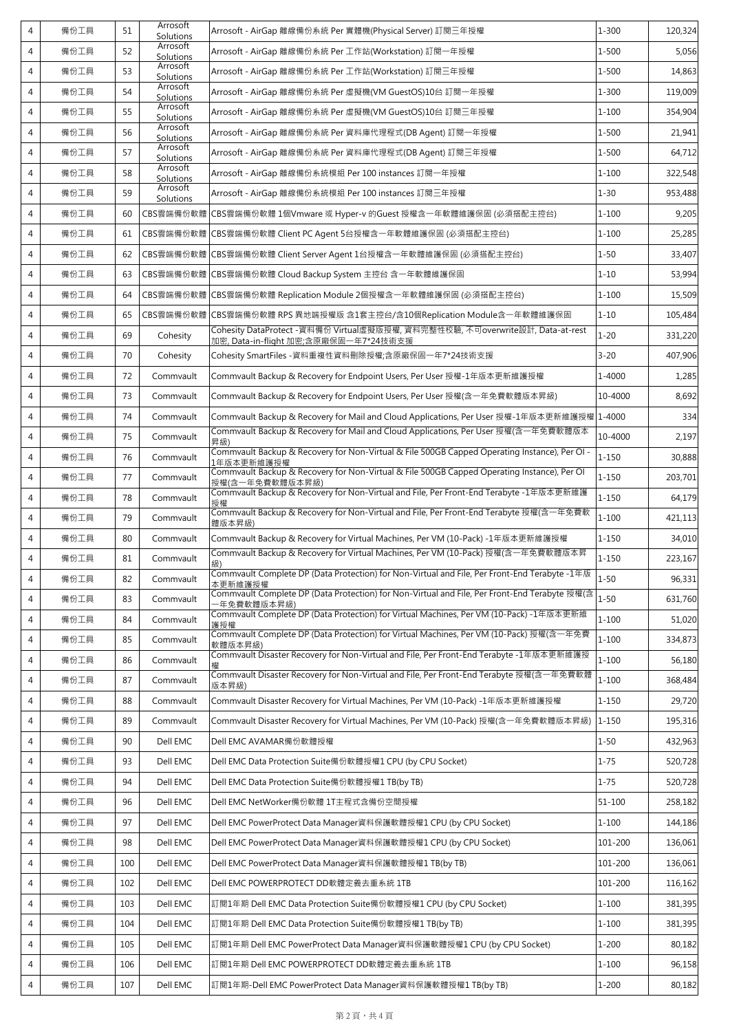| 4 | 備份工具 | 51 | Arrosoft Solutions | Arrosoft - AirGap 離線備份系統 Per 實體機(Physical Server) 訂閱三年授權 | 1-300 | 120,324 |
|---|---|---|---|---|---|---|
| 4 | 備份工具 | 52 | Arrosoft Solutions | Arrosoft - AirGap 離線備份系統 Per 工作站(Workstation) 訂閱一年授權 | 1-500 | 5,056 |
| 4 | 備份工具 | 53 | Arrosoft Solutions | Arrosoft - AirGap 離線備份系統 Per 工作站(Workstation) 訂閱三年授權 | 1-500 | 14,863 |
| 4 | 備份工具 | 54 | Arrosoft Solutions | Arrosoft - AirGap 離線備份系統 Per 虛擬機(VM GuestOS)10台 訂閱一年授權 | 1-300 | 119,009 |
| 4 | 備份工具 | 55 | Arrosoft Solutions | Arrosoft - AirGap 離線備份系統 Per 虛擬機(VM GuestOS)10台 訂閱三年授權 | 1-100 | 354,904 |
| 4 | 備份工具 | 56 | Arrosoft Solutions | Arrosoft - AirGap 離線備份系統 Per 資料庫代理程式(DB Agent) 訂閱一年授權 | 1-500 | 21,941 |
| 4 | 備份工具 | 57 | Arrosoft Solutions | Arrosoft - AirGap 離線備份系統 Per 資料庫代理程式(DB Agent) 訂閱三年授權 | 1-500 | 64,712 |
| 4 | 備份工具 | 58 | Arrosoft Solutions | Arrosoft - AirGap 離線備份系統模組 Per 100 instances 訂閱一年授權 | 1-100 | 322,548 |
| 4 | 備份工具 | 59 | Arrosoft Solutions | Arrosoft - AirGap 離線備份系統模組 Per 100 instances 訂閱三年授權 | 1-30 | 953,488 |
| 4 | 備份工具 | 60 | CBS雲端備份軟體 | CBS雲端備份軟體 1個Vmware 或 Hyper-v 的Guest 授權含一年軟體維護保固 (必須搭配主控台) | 1-100 | 9,205 |
| 4 | 備份工具 | 61 | CBS雲端備份軟體 | CBS雲端備份軟體 Client PC Agent 5台授權含一年軟體維護保固 (必須搭配主控台) | 1-100 | 25,285 |
| 4 | 備份工具 | 62 | CBS雲端備份軟體 | CBS雲端備份軟體 Client Server Agent 1台授權含一年軟體維護保固 (必須搭配主控台) | 1-50 | 33,407 |
| 4 | 備份工具 | 63 | CBS雲端備份軟體 | CBS雲端備份軟體 Cloud Backup System 主控台 含一年軟體維護保固 | 1-10 | 53,994 |
| 4 | 備份工具 | 64 | CBS雲端備份軟體 | CBS雲端備份軟體 Replication Module 2個授權含一年軟體維護保固 (必須搭配主控台) | 1-100 | 15,509 |
| 4 | 備份工具 | 65 | CBS雲端備份軟體 | CBS雲端備份軟體 RPS 異地端授權版 含1套主控台/含10個Replication Module含一年軟體維護保固 | 1-10 | 105,484 |
| 4 | 備份工具 | 69 | Cohesity | Cohesity DataProtect -資料備份 Virtual虛擬版授權, 資料完整性校驗, 不可overwrite設計, Data-at-rest 加密, Data-in-flight 加密;含原廠保固一年7*24技術支援 | 1-20 | 331,220 |
| 4 | 備份工具 | 70 | Cohesity | Cohesity SmartFiles -資料重複性資料刪除授權;含原廠保固一年7*24技術支援 | 3-20 | 407,906 |
| 4 | 備份工具 | 72 | Commvault | Commvault Backup & Recovery for Endpoint Users, Per User 授權-1年版本更新維護授權 | 1-4000 | 1,285 |
| 4 | 備份工具 | 73 | Commvault | Commvault Backup & Recovery for Endpoint Users, Per User 授權(含一年免費軟體版本昇級) | 10-4000 | 8,692 |
| 4 | 備份工具 | 74 | Commvault | Commvault Backup & Recovery for Mail and Cloud Applications, Per User 授權-1年版本更新維護授權 | 1-4000 | 334 |
| 4 | 備份工具 | 75 | Commvault | Commvault Backup & Recovery for Mail and Cloud Applications, Per User 授權(含一年免費軟體版本昇級) | 10-4000 | 2,197 |
| 4 | 備份工具 | 76 | Commvault | Commvault Backup & Recovery for Non-Virtual & File 500GB Capped Operating Instance), Per OI -1年版本更新維護授權 | 1-150 | 30,888 |
| 4 | 備份工具 | 77 | Commvault | Commvault Backup & Recovery for Non-Virtual & File 500GB Capped Operating Instance), Per OI 授權(含一年免費軟體版本昇級) | 1-150 | 203,701 |
| 4 | 備份工具 | 78 | Commvault | Commvault Backup & Recovery for Non-Virtual and File, Per Front-End Terabyte -1年版本更新維護授權 | 1-150 | 64,179 |
| 4 | 備份工具 | 79 | Commvault | Commvault Backup & Recovery for Non-Virtual and File, Per Front-End Terabyte 授權(含一年免費軟體版本昇級) | 1-100 | 421,113 |
| 4 | 備份工具 | 80 | Commvault | Commvault Backup & Recovery for Virtual Machines, Per VM (10-Pack) -1年版本更新維護授權 | 1-150 | 34,010 |
| 4 | 備份工具 | 81 | Commvault | Commvault Backup & Recovery for Virtual Machines, Per VM (10-Pack) 授權(含一年免費軟體版本昇級) | 1-150 | 223,167 |
| 4 | 備份工具 | 82 | Commvault | Commvault Complete DP (Data Protection) for Non-Virtual and File, Per Front-End Terabyte -1年版本更新維護授權 | 1-50 | 96,331 |
| 4 | 備份工具 | 83 | Commvault | Commvault Complete DP (Data Protection) for Non-Virtual and File, Per Front-End Terabyte 授權(含一年免費軟體版本昇級) | 1-50 | 631,760 |
| 4 | 備份工具 | 84 | Commvault | Commvault Complete DP (Data Protection) for Virtual Machines, Per VM (10-Pack) -1年版本更新維護授權 | 1-100 | 51,020 |
| 4 | 備份工具 | 85 | Commvault | Commvault Complete DP (Data Protection) for Virtual Machines, Per VM (10-Pack) 授權(含一年免費軟體版本昇級) | 1-100 | 334,873 |
| 4 | 備份工具 | 86 | Commvault | Commvault Disaster Recovery for Non-Virtual and File, Per Front-End Terabyte -1年版本更新維護授權 | 1-100 | 56,180 |
| 4 | 備份工具 | 87 | Commvault | Commvault Disaster Recovery for Non-Virtual and File, Per Front-End Terabyte 授權(含一年免費軟體版本昇級) | 1-100 | 368,484 |
| 4 | 備份工具 | 88 | Commvault | Commvault Disaster Recovery for Virtual Machines, Per VM (10-Pack) -1年版本更新維護授權 | 1-150 | 29,720 |
| 4 | 備份工具 | 89 | Commvault | Commvault Disaster Recovery for Virtual Machines, Per VM (10-Pack) 授權(含一年免費軟體版本昇級) | 1-150 | 195,316 |
| 4 | 備份工具 | 90 | Dell EMC | Dell EMC AVAMAR備份軟體授權 | 1-50 | 432,963 |
| 4 | 備份工具 | 93 | Dell EMC | Dell EMC Data Protection Suite備份軟體授權1 CPU (by CPU Socket) | 1-75 | 520,728 |
| 4 | 備份工具 | 94 | Dell EMC | Dell EMC Data Protection Suite備份軟體授權1 TB(by TB) | 1-75 | 520,728 |
| 4 | 備份工具 | 96 | Dell EMC | Dell EMC NetWorker備份軟體 1T主程式含備份空間授權 | 51-100 | 258,182 |
| 4 | 備份工具 | 97 | Dell EMC | Dell EMC PowerProtect Data Manager資料保護軟體授權1 CPU (by CPU Socket) | 1-100 | 144,186 |
| 4 | 備份工具 | 98 | Dell EMC | Dell EMC PowerProtect Data Manager資料保護軟體授權1 CPU (by CPU Socket) | 101-200 | 136,061 |
| 4 | 備份工具 | 100 | Dell EMC | Dell EMC PowerProtect Data Manager資料保護軟體授權1 TB(by TB) | 101-200 | 136,061 |
| 4 | 備份工具 | 102 | Dell EMC | Dell EMC POWERPROTECT DD軟體定義去重系統 1TB | 101-200 | 116,162 |
| 4 | 備份工具 | 103 | Dell EMC | 訂閱1年期 Dell EMC Data Protection Suite備份軟體授權1 CPU (by CPU Socket) | 1-100 | 381,395 |
| 4 | 備份工具 | 104 | Dell EMC | 訂閱1年期 Dell EMC Data Protection Suite備份軟體授權1 TB(by TB) | 1-100 | 381,395 |
| 4 | 備份工具 | 105 | Dell EMC | 訂閱1年期 Dell EMC PowerProtect Data Manager資料保護軟體授權1 CPU (by CPU Socket) | 1-200 | 80,182 |
| 4 | 備份工具 | 106 | Dell EMC | 訂閱1年期 Dell EMC POWERPROTECT DD軟體定義去重系統 1TB | 1-100 | 96,158 |
| 4 | 備份工具 | 107 | Dell EMC | 訂閱1年期-Dell EMC PowerProtect Data Manager資料保護軟體授權1 TB(by TB) | 1-200 | 80,182 |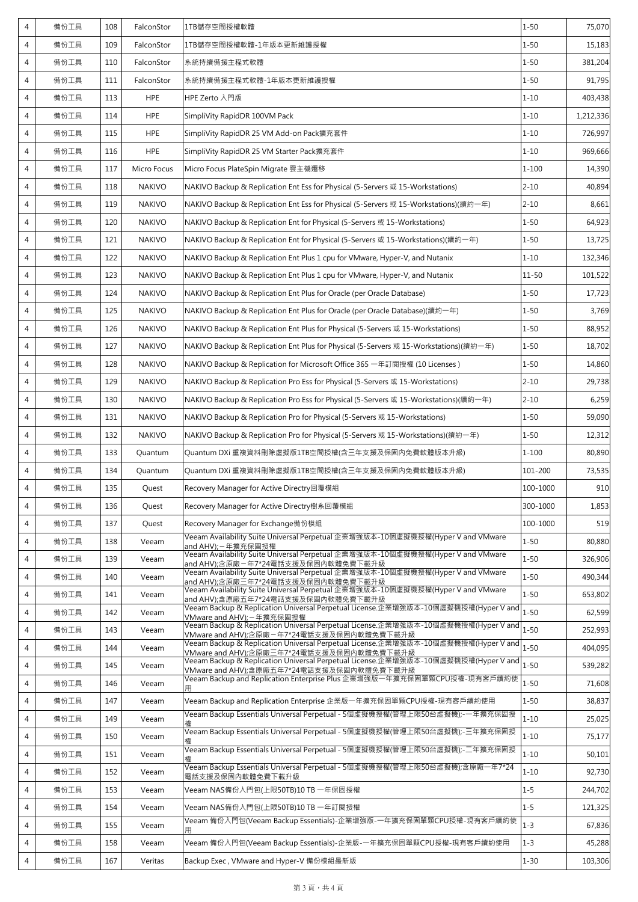| 4 | 備份工具 | 108 | FalconStor | 1TB儲存空間授權軟體 | 1-50 | 75,070 |
|---|---|---|---|---|---|---|
| 4 | 備份工具 | 109 | FalconStor | 1TB儲存空間授權軟體-1年版本更新維護授權 | 1-50 | 15,183 |
| 4 | 備份工具 | 110 | FalconStor | 系統持續備援主程式軟體 | 1-50 | 381,204 |
| 4 | 備份工具 | 111 | FalconStor | 系統持續備援主程式軟體-1年版本更新維護授權 | 1-50 | 91,795 |
| 4 | 備份工具 | 113 | HPE | HPE Zerto 入門版 | 1-10 | 403,438 |
| 4 | 備份工具 | 114 | HPE | SimpliVity RapidDR 100VM Pack | 1-10 | 1,212,336 |
| 4 | 備份工具 | 115 | HPE | SimpliVity RapidDR 25 VM Add-on Pack擴充套件 | 1-10 | 726,997 |
| 4 | 備份工具 | 116 | HPE | SimpliVity RapidDR 25 VM Starter Pack擴充套件 | 1-10 | 969,666 |
| 4 | 備份工具 | 117 | Micro Focus | Micro Focus PlateSpin Migrate 雲主機遷移 | 1-100 | 14,390 |
| 4 | 備份工具 | 118 | NAKIVO | NAKIVO Backup & Replication Ent Ess for Physical (5-Servers 或 15-Workstations) | 2-10 | 40,894 |
| 4 | 備份工具 | 119 | NAKIVO | NAKIVO Backup & Replication Ent Ess for Physical (5-Servers 或 15-Workstations)(續約一年) | 2-10 | 8,661 |
| 4 | 備份工具 | 120 | NAKIVO | NAKIVO Backup & Replication Ent for Physical (5-Servers 或 15-Workstations) | 1-50 | 64,923 |
| 4 | 備份工具 | 121 | NAKIVO | NAKIVO Backup & Replication Ent for Physical (5-Servers 或 15-Workstations)(續約一年) | 1-50 | 13,725 |
| 4 | 備份工具 | 122 | NAKIVO | NAKIVO Backup & Replication Ent Plus 1 cpu for VMware, Hyper-V, and Nutanix | 1-10 | 132,346 |
| 4 | 備份工具 | 123 | NAKIVO | NAKIVO Backup & Replication Ent Plus 1 cpu for VMware, Hyper-V, and Nutanix | 11-50 | 101,522 |
| 4 | 備份工具 | 124 | NAKIVO | NAKIVO Backup & Replication Ent Plus for Oracle (per Oracle Database) | 1-50 | 17,723 |
| 4 | 備份工具 | 125 | NAKIVO | NAKIVO Backup & Replication Ent Plus for Oracle (per Oracle Database)(續約一年) | 1-50 | 3,769 |
| 4 | 備份工具 | 126 | NAKIVO | NAKIVO Backup & Replication Ent Plus for Physical (5-Servers 或 15-Workstations) | 1-50 | 88,952 |
| 4 | 備份工具 | 127 | NAKIVO | NAKIVO Backup & Replication Ent Plus for Physical (5-Servers 或 15-Workstations)(續約一年) | 1-50 | 18,702 |
| 4 | 備份工具 | 128 | NAKIVO | NAKIVO Backup & Replication for Microsoft Office 365 一年訂閱授權 (10 Licenses ) | 1-50 | 14,860 |
| 4 | 備份工具 | 129 | NAKIVO | NAKIVO Backup & Replication Pro Ess for Physical (5-Servers 或 15-Workstations) | 2-10 | 29,738 |
| 4 | 備份工具 | 130 | NAKIVO | NAKIVO Backup & Replication Pro Ess for Physical (5-Servers 或 15-Workstations)(續約一年) | 2-10 | 6,259 |
| 4 | 備份工具 | 131 | NAKIVO | NAKIVO Backup & Replication Pro for Physical (5-Servers 或 15-Workstations) | 1-50 | 59,090 |
| 4 | 備份工具 | 132 | NAKIVO | NAKIVO Backup & Replication Pro for Physical (5-Servers 或 15-Workstations)(續約一年) | 1-50 | 12,312 |
| 4 | 備份工具 | 133 | Quantum | Quantum DXi 重複資料刪除虛擬版1TB空間授權(含三年支援及保固內免費軟體版本升級) | 1-100 | 80,890 |
| 4 | 備份工具 | 134 | Quantum | Quantum DXi 重複資料刪除虛擬版1TB空間授權(含三年支援及保固內免費軟體版本升級) | 101-200 | 73,535 |
| 4 | 備份工具 | 135 | Quest | Recovery Manager for Active Directry回覆模組 | 100-1000 | 910 |
| 4 | 備份工具 | 136 | Quest | Recovery Manager for Active Directry樹系回覆模組 | 300-1000 | 1,853 |
| 4 | 備份工具 | 137 | Quest | Recovery Manager for Exchange備份模組 | 100-1000 | 519 |
| 4 | 備份工具 | 138 | Veeam | Veeam Availability Suite Universal Perpetual 企業增強版本-10個虛擬機授權(Hyper V and VMware and AHV);一年擴充保固授權 | 1-50 | 80,880 |
| 4 | 備份工具 | 139 | Veeam | Veeam Availability Suite Universal Perpetual 企業增強版本-10個虛擬機授權(Hyper V and VMware and AHV);含原廠一年7*24電話支援及保固內軟體免費下載升級 | 1-50 | 326,906 |
| 4 | 備份工具 | 140 | Veeam | Veeam Availability Suite Universal Perpetual 企業增強版本-10個虛擬機授權(Hyper V and VMware and AHV);含原廠三年7*24電話支援及保固內軟體免費下載升級 | 1-50 | 490,344 |
| 4 | 備份工具 | 141 | Veeam | Veeam Availability Suite Universal Perpetual 企業增強版本-10個虛擬機授權(Hyper V and VMware and AHV);含原廠五年7*24電話支援及保固內軟體免費下載升級 | 1-50 | 653,802 |
| 4 | 備份工具 | 142 | Veeam | Veeam Backup & Replication Universal Perpetual License.企業增強版本-10個虛擬機授權(Hyper V and VMware and AHV);一年擴充保固授權 | 1-50 | 62,599 |
| 4 | 備份工具 | 143 | Veeam | Veeam Backup & Replication Universal Perpetual License.企業增強版本-10個虛擬機授權(Hyper V and VMware and AHV);含原廠一年7*24電話支援及保固內軟體免費下載升級 | 1-50 | 252,993 |
| 4 | 備份工具 | 144 | Veeam | Veeam Backup & Replication Universal Perpetual License.企業增強版本-10個虛擬機授權(Hyper V and VMware and AHV);含原廠三年7*24電話支援及保固內軟體免費下載升級 | 1-50 | 404,095 |
| 4 | 備份工具 | 145 | Veeam | Veeam Backup & Replication Universal Perpetual License.企業增強版本-10個虛擬機授權(Hyper V and VMware and AHV);含原廠五年7*24電話支援及保固內軟體免費下載升級 | 1-50 | 539,282 |
| 4 | 備份工具 | 146 | Veeam | Veeam Backup and Replication Enterprise Plus 企業增強版一年擴充保固單顆CPU授權-現有客戶續約使用 | 1-50 | 71,608 |
| 4 | 備份工具 | 147 | Veeam | Veeam Backup and Replication Enterprise 企業版一年擴充保固單顆CPU授權-現有客戶續約使用 | 1-50 | 38,837 |
| 4 | 備份工具 | 149 | Veeam | Veeam Backup Essentials Universal Perpetual - 5個虛擬機授權(管理上限50台虛擬機);-一年擴充保固授權 | 1-10 | 25,025 |
| 4 | 備份工具 | 150 | Veeam | Veeam Backup Essentials Universal Perpetual - 5個虛擬機授權(管理上限50台虛擬機);-三年擴充保固授權 | 1-10 | 75,177 |
| 4 | 備份工具 | 151 | Veeam | Veeam Backup Essentials Universal Perpetual - 5個虛擬機授權(管理上限50台虛擬機);-二年擴充保固授權 | 1-10 | 50,101 |
| 4 | 備份工具 | 152 | Veeam | Veeam Backup Essentials Universal Perpetual - 5個虛擬機授權(管理上限50台虛擬機);含原廠一年7*24電話支援及保固內軟體免費下載升級 | 1-10 | 92,730 |
| 4 | 備份工具 | 153 | Veeam | Veeam NAS備份入門包(上限50TB)10 TB 一年保固授權 | 1-5 | 244,702 |
| 4 | 備份工具 | 154 | Veeam | Veeam NAS備份入門包(上限50TB)10 TB 一年訂閱授權 | 1-5 | 121,325 |
| 4 | 備份工具 | 155 | Veeam | Veeam 備份入門包(Veeam Backup Essentials)-企業增強版-一年擴充保固單顆CPU授權-現有客戶續約使用 | 1-3 | 67,836 |
| 4 | 備份工具 | 158 | Veeam | Veeam 備份入門包(Veeam Backup Essentials)-企業版-一年擴充保固單顆CPU授權-現有客戶續約使用 | 1-3 | 45,288 |
| 4 | 備份工具 | 167 | Veritas | Backup Exec , VMware and Hyper-V 備份模組最新版 | 1-30 | 103,306 |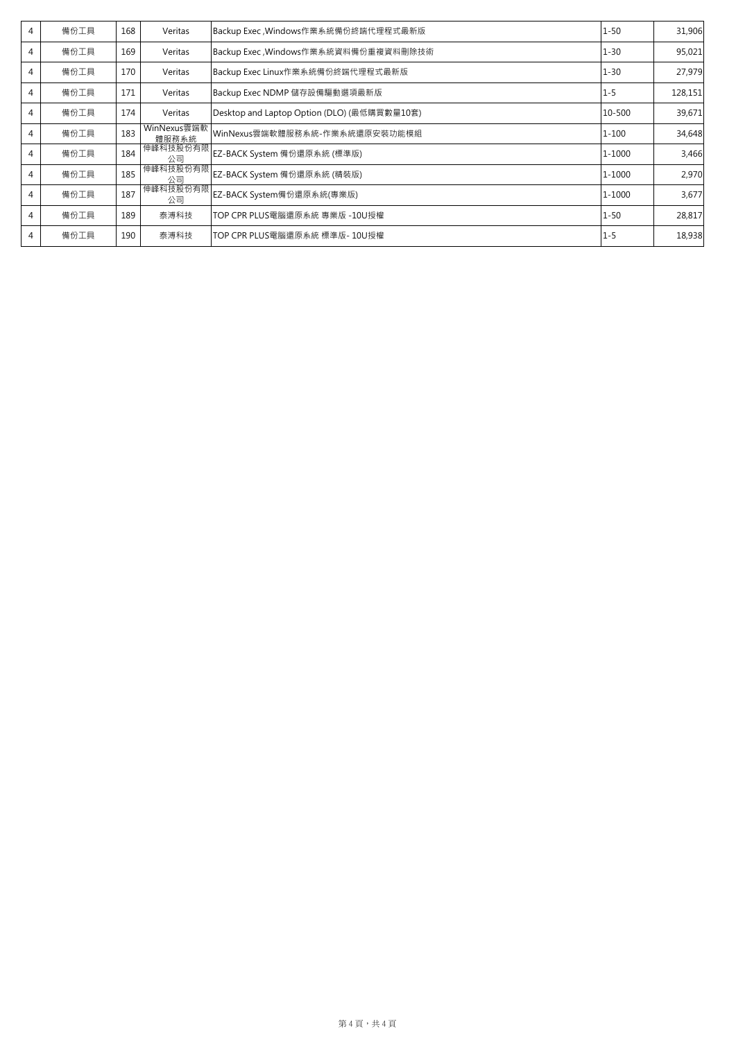| | | | | | | |
|---|---|---|---|---|---|---|
| 4 | 備份工具 | 168 | Veritas | Backup Exec ,Windows作業系統備份終端代理程式最新版 | 1-50 | 31,906 |
| 4 | 備份工具 | 169 | Veritas | Backup Exec ,Windows作業系統資料備份重複資料刪除技術 | 1-30 | 95,021 |
| 4 | 備份工具 | 170 | Veritas | Backup Exec Linux作業系統備份終端代理程式最新版 | 1-30 | 27,979 |
| 4 | 備份工具 | 171 | Veritas | Backup Exec NDMP 儲存設備驅動選項最新版 | 1-5 | 128,151 |
| 4 | 備份工具 | 174 | Veritas | Desktop and Laptop Option (DLO) (最低購買數量10套) | 10-500 | 39,671 |
| 4 | 備份工具 | 183 | WinNexus雲端軟體服務系統 | WinNexus雲端軟體服務系統-作業系統還原安裝功能模組 | 1-100 | 34,648 |
| 4 | 備份工具 | 184 | 伸峰科技股份有限公司 | EZ-BACK System 備份還原系統 (標準版) | 1-1000 | 3,466 |
| 4 | 備份工具 | 185 | 伸峰科技股份有限公司 | EZ-BACK System 備份還原系統 (精裝版) | 1-1000 | 2,970 |
| 4 | 備份工具 | 187 | 伸峰科技股份有限公司 | EZ-BACK System備份還原系統(專業版) | 1-1000 | 3,677 |
| 4 | 備份工具 | 189 | 泰溥科技 | TOP CPR PLUS電腦還原系統 專業版 -10U授權 | 1-50 | 28,817 |
| 4 | 備份工具 | 190 | 泰溥科技 | TOP CPR PLUS電腦還原系統 標準版- 10U授權 | 1-5 | 18,938 |